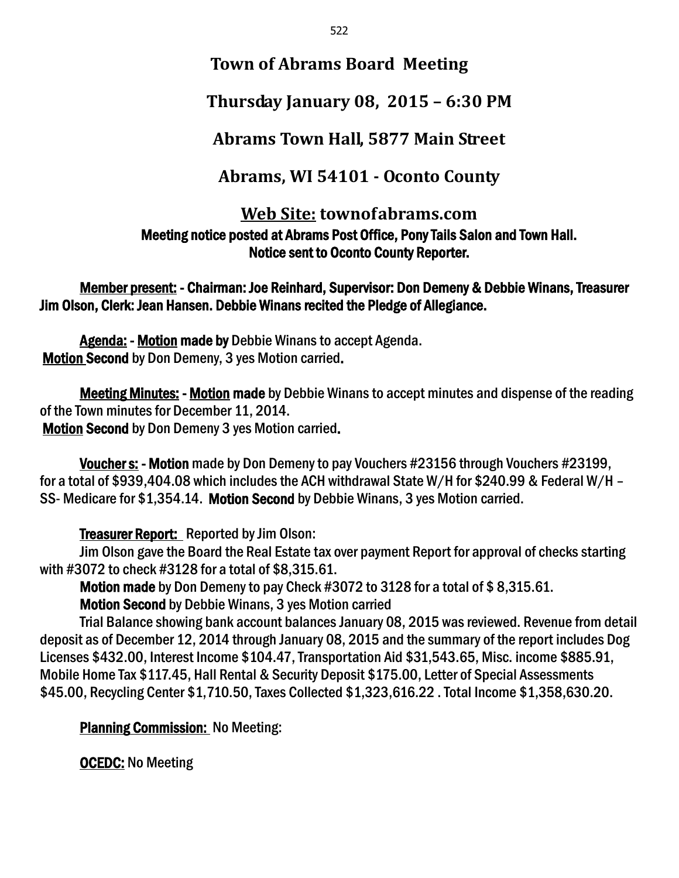# Town of Abrams Board Meeting

## Thursday January 08, 2015 – 6:30 PM

## Abrams Town Hall, 5877 Main Street

## Abrams, WI 54101 - Oconto County

## Web Site: townofabrams.com

**Meeting notice posted at Abrams Post Office, Pony Tails Salon and Town Hall.**
**Notice sent to Oconto County Reporter.**

**Member present: - Chairman: Joe Reinhard, Supervisor: Don Demeny & Debbie Winans, Treasurer Jim Olson, Clerk: Jean Hansen. Debbie Winans recited the Pledge of Allegiance.**

**Agenda: - Motion made by** Debbie Winans to accept Agenda.
**Motion Second** by Don Demeny, 3 yes Motion carried.

**Meeting Minutes: - Motion made** by Debbie Winans to accept minutes and dispense of the reading of the Town minutes for December 11, 2014.
**Motion Second** by Don Demeny 3 yes Motion carried.

**Voucher s: - Motion** made by Don Demeny to pay Vouchers #23156 through Vouchers #23199, for a total of $939,404.08 which includes the ACH withdrawal State W/H for $240.99 & Federal W/H – SS- Medicare for $1,354.14. **Motion Second** by Debbie Winans, 3 yes Motion carried.

**Treasurer Report:** Reported by Jim Olson:

Jim Olson gave the Board the Real Estate tax over payment Report for approval of checks starting with #3072 to check #3128 for a total of $8,315.61.

**Motion made** by Don Demeny to pay Check #3072 to 3128 for a total of $ 8,315.61.

**Motion Second** by Debbie Winans, 3 yes Motion carried

Trial Balance showing bank account balances January 08, 2015 was reviewed. Revenue from detail deposit as of December 12, 2014 through January 08, 2015 and the summary of the report includes Dog Licenses $432.00, Interest Income $104.47, Transportation Aid $31,543.65, Misc. income $885.91, Mobile Home Tax $117.45, Hall Rental & Security Deposit $175.00, Letter of Special Assessments $45.00, Recycling Center $1,710.50, Taxes Collected $1,323,616.22 . Total Income $1,358,630.20.

**Planning Commission:** No Meeting:

**OCEDC:** No Meeting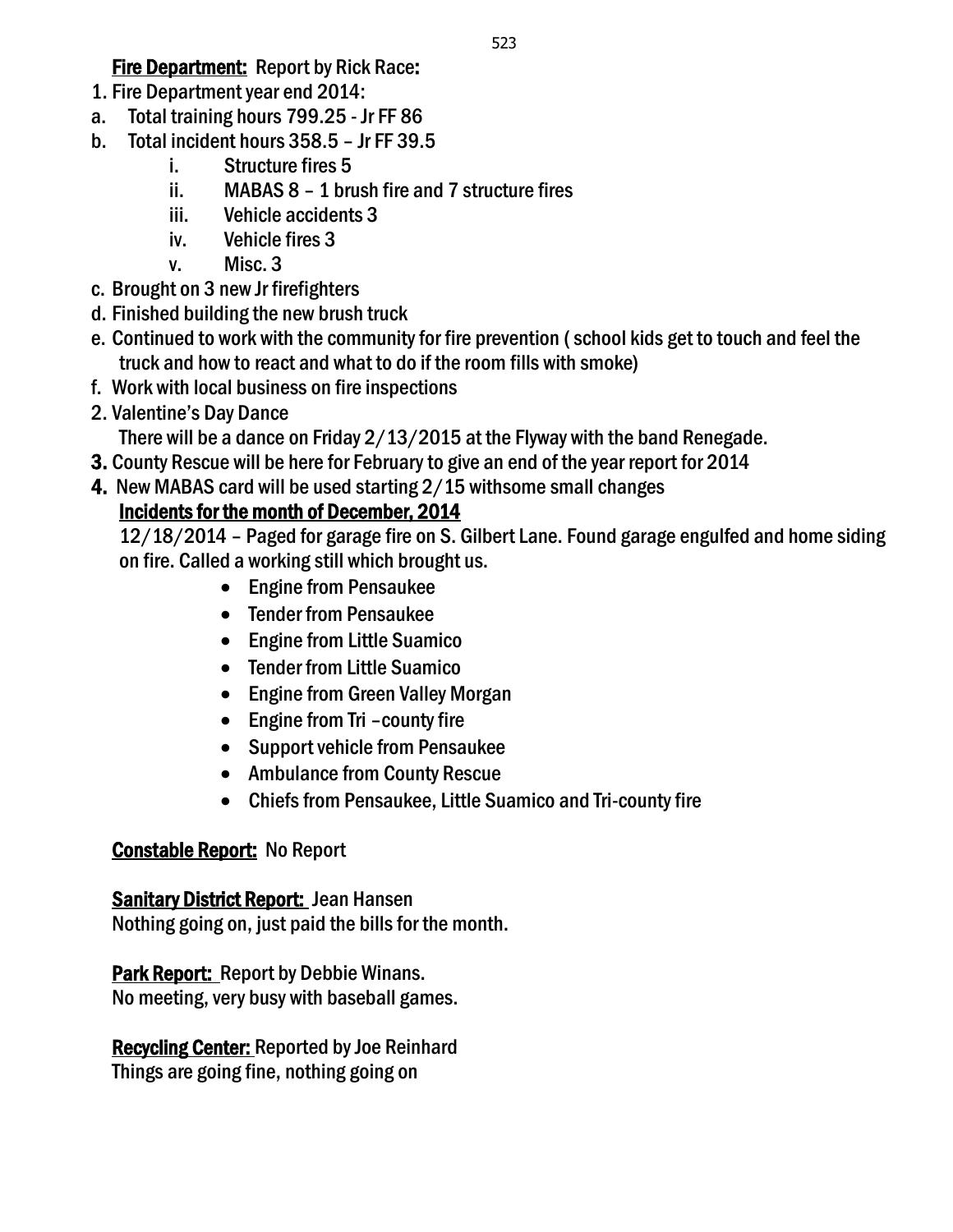**Fire Department:** Report by Rick Race:

1. Fire Department year end 2014:
   a. Total training hours 799.25 - Jr FF 86
   b. Total incident hours 358.5 – Jr FF 39.5
      i. Structure fires 5
      ii. MABAS 8 – 1 brush fire and 7 structure fires
      iii. Vehicle accidents 3
      iv. Vehicle fires 3
      v. Misc. 3
   c. Brought on 3 new Jr firefighters
   d. Finished building the new brush truck
   e. Continued to work with the community for fire prevention ( school kids get to touch and feel the truck and how to react and what to do if the room fills with smoke)
   f. Work with local business on fire inspections
2. Valentine's Day Dance
   There will be a dance on Friday 2/13/2015 at the Flyway with the band Renegade.
3. County Rescue will be here for February to give an end of the year report for 2014
4. New MABAS card will be used starting 2/15 withsome small changes

**Incidents for the month of December, 2014**

12/18/2014 – Paged for garage fire on S. Gilbert Lane. Found garage engulfed and home siding on fire. Called a working still which brought us.

- Engine from Pensaukee
- Tender from Pensaukee
- Engine from Little Suamico
- Tender from Little Suamico
- Engine from Green Valley Morgan
- Engine from Tri –county fire
- Support vehicle from Pensaukee
- Ambulance from County Rescue
- Chiefs from Pensaukee, Little Suamico and Tri-county fire

**Constable Report:** No Report

**Sanitary District Report:** Jean Hansen
Nothing going on, just paid the bills for the month.

**Park Report:** Report by Debbie Winans.
No meeting, very busy with baseball games.

**Recycling Center:** Reported by Joe Reinhard
Things are going fine, nothing going on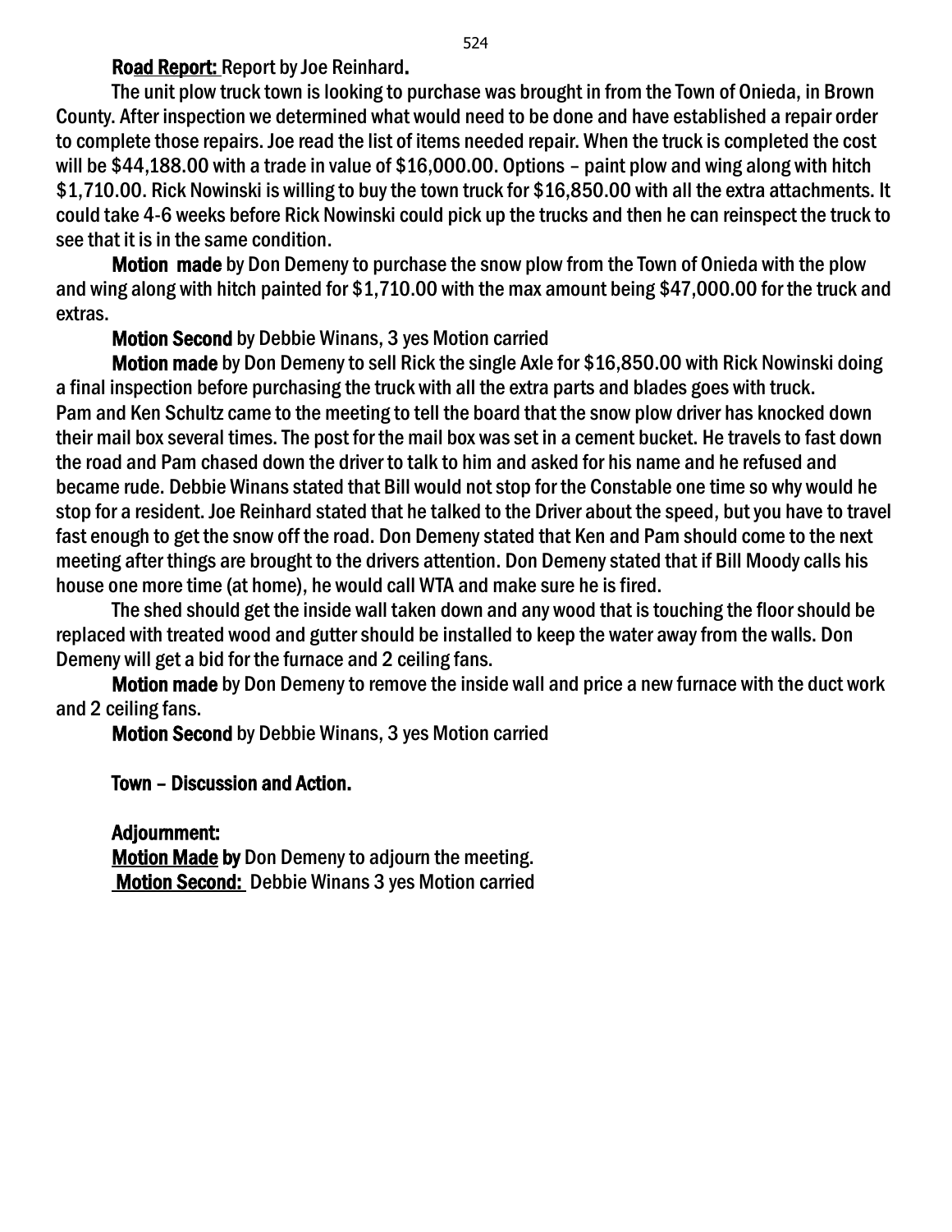**Road Report:** Report by Joe Reinhard.

The unit plow truck town is looking to purchase was brought in from the Town of Onieda, in Brown County. After inspection we determined what would need to be done and have established a repair order to complete those repairs. Joe read the list of items needed repair. When the truck is completed the cost will be $44,188.00 with a trade in value of $16,000.00. Options – paint plow and wing along with hitch $1,710.00. Rick Nowinski is willing to buy the town truck for $16,850.00 with all the extra attachments. It could take 4-6 weeks before Rick Nowinski could pick up the trucks and then he can reinspect the truck to see that it is in the same condition.

**Motion made** by Don Demeny to purchase the snow plow from the Town of Onieda with the plow and wing along with hitch painted for $1,710.00 with the max amount being $47,000.00 for the truck and extras.

**Motion Second** by Debbie Winans, 3 yes Motion carried

**Motion made** by Don Demeny to sell Rick the single Axle for $16,850.00 with Rick Nowinski doing a final inspection before purchasing the truck with all the extra parts and blades goes with truck.
Pam and Ken Schultz came to the meeting to tell the board that the snow plow driver has knocked down their mail box several times. The post for the mail box was set in a cement bucket. He travels to fast down the road and Pam chased down the driver to talk to him and asked for his name and he refused and became rude. Debbie Winans stated that Bill would not stop for the Constable one time so why would he stop for a resident. Joe Reinhard stated that he talked to the Driver about the speed, but you have to travel fast enough to get the snow off the road. Don Demeny stated that Ken and Pam should come to the next meeting after things are brought to the drivers attention. Don Demeny stated that if Bill Moody calls his house one more time (at home), he would call WTA and make sure he is fired.

The shed should get the inside wall taken down and any wood that is touching the floor should be replaced with treated wood and gutter should be installed to keep the water away from the walls. Don Demeny will get a bid for the furnace and 2 ceiling fans.

**Motion made** by Don Demeny to remove the inside wall and price a new furnace with the duct work and 2 ceiling fans.

**Motion Second** by Debbie Winans, 3 yes Motion carried

**Town – Discussion and Action.**

**Adjournment:**

**Motion Made by** Don Demeny to adjourn the meeting.

**Motion Second:** Debbie Winans 3 yes Motion carried